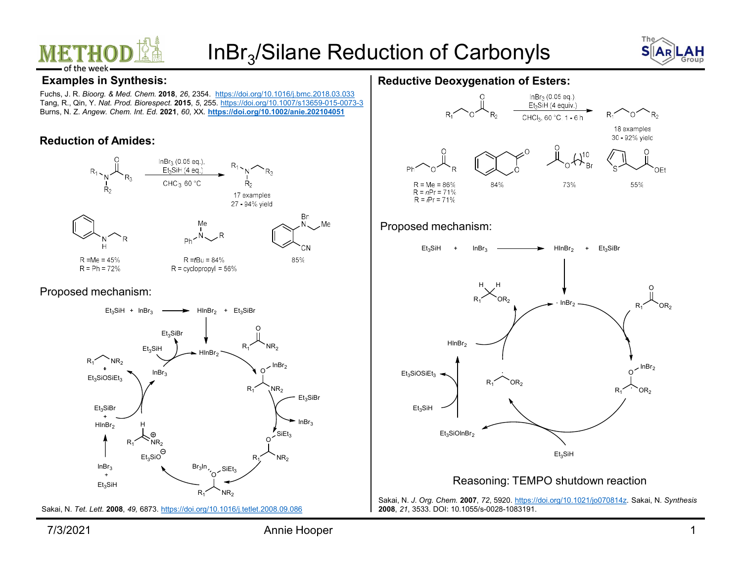# $InBr_3$/Silane Reduction of Carbonyls

## Examples in Synthesis:

Fuchs, J. R. *Bioorg. & Med. Chem.* **2018**, *26*, 2354. https://doi.org/10.1016/j.bmc.2018.03.033
Tang, R., Qin, Y. *Nat. Prod. Bioprespect.* **2015**, *5*, 255. https://doi.org/10.1007/s13659-015-0073-3
Burns, N. Z. *Angew. Chem. Int. Ed.* **2021**, *60*, XX. **https://doi.org/10.1002/anie.202104051**

## Reduction of Amides:

$InBr_3$ (0.05 eq.), $Et_3SiH$ (4 eq.), $CHCl_3$, 60 °C

17 examples
27 - 94% yield

R = Me = 45%
R = Ph = 72%

R = *t*Bu = 84%
R = cyclopropyl = 56%

85%

### Proposed mechanism:

$Et_3SiH$ + $InBr_3$ → $HInBr_2$ + $Et_3SiBr$

Sakai, N. *Tet. Lett.* **2008**, *49*, 6873. https://doi.org/10.1016/j.tetlett.2008.09.086

## Reductive Deoxygenation of Esters:

$InBr_3$ (0.05 eq.), $Et_3SiH$ (4 equiv.), $CHCl_3$, 60 °C, 1 - 6 h

18 examples
30 - 92% yield

R = Me = 86%
R = *n*Pr = 71%
R = *i*Pr = 71%

84%

73%

55%

### Proposed mechanism:

$Et_3SiH$ + $InBr_3$ → $HInBr_2$ + $Et_3SiBr$

Reasoning: TEMPO shutdown reaction

Sakai, N. *J. Org. Chem.* **2007**, *72*, 5920. https://doi.org/10.1021/jo070814z. Sakai, N. *Synthesis* **2008**, *21*, 3533. DOI: 10.1055/s-0028-1083191.

7/3/2021 Annie Hooper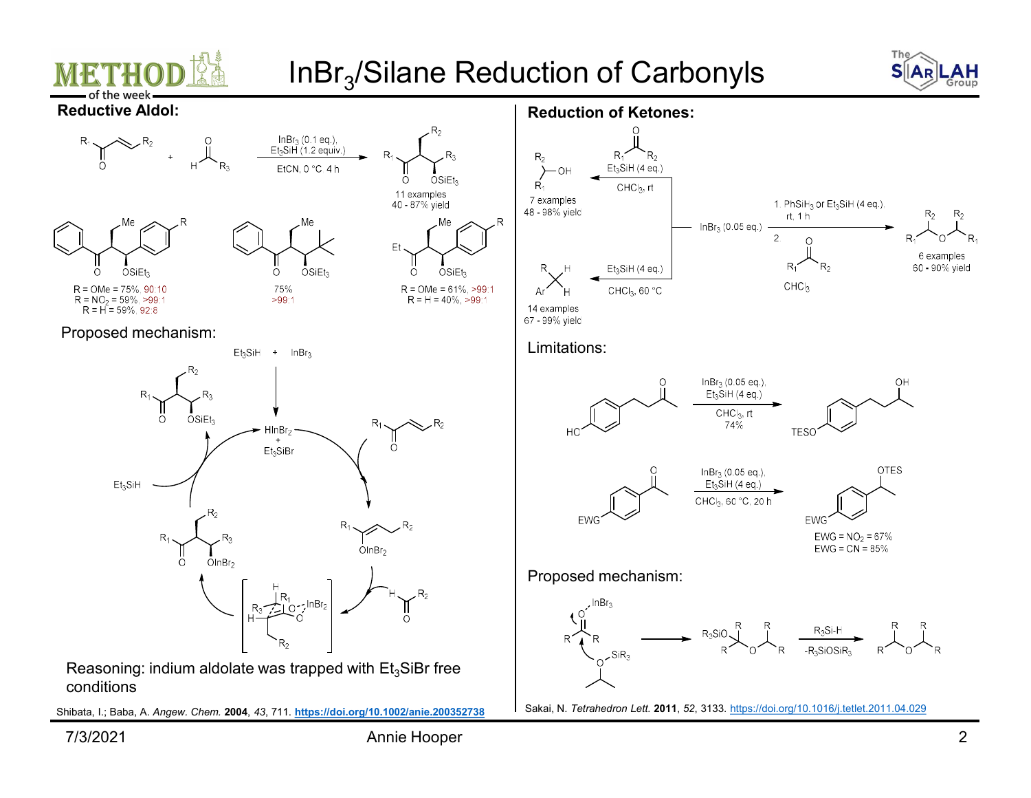# $InBr_3$/Silane Reduction of Carbonyls

## Reductive Aldol:

$InBr_3$ (0.1 eq.), $Et_3SiH$ (1.2 equiv.), EtCN, 0 °C, 4 h

11 examples, 40 - 87% yield

R = OMe = 75%, 90:10
R = $NO_2$ = 59%, >99:1
R = H = 59%, 92:8

75%, >99:1

R = OMe = 61%, >99:1
R = H = 40%, >99:1

Proposed mechanism:

$Et_3SiH$ + $InBr_3$ → $HInBr_2$ + $Et_3SiBr$

Reasoning: indium aldolate was trapped with $Et_3SiBr$ free conditions

Shibata, I.; Baba, A. *Angew. Chem.* **2004**, *43*, 711. https://doi.org/10.1002/anie.200352738

## Reduction of Ketones:

$InBr_3$ (0.05 eq.)

- $Et_3SiH$ (4 eq.), $CHCl_3$, rt — 7 examples, 48 - 98% yield (alcohol)
- $Et_3SiH$ (4 eq.), $CHCl_3$, 60 °C — 14 examples, 67 - 99% yield (methylene)
- 1. $PhSiH_3$ or $Et_3SiH$ (4 eq.), rt, 1 h; 2. ketone, $CHCl_3$ — 6 examples, 60 - 90% yield (ether)

Limitations:

$InBr_3$ (0.05 eq.), $Et_3SiH$ (4 eq.), $CHCl_3$, rt — 74%

$InBr_3$ (0.05 eq.), $Et_3SiH$ (4 eq.), $CHCl_3$, 60 °C, 20 h — EWG = $NO_2$ = 67%, EWG = CN = 85%

Proposed mechanism:

$R_3Si$-H, $-R_3SiOSiR_3$

Sakai, N. *Tetrahedron Lett.* **2011**, *52*, 3133. https://doi.org/10.1016/j.tetlet.2011.04.029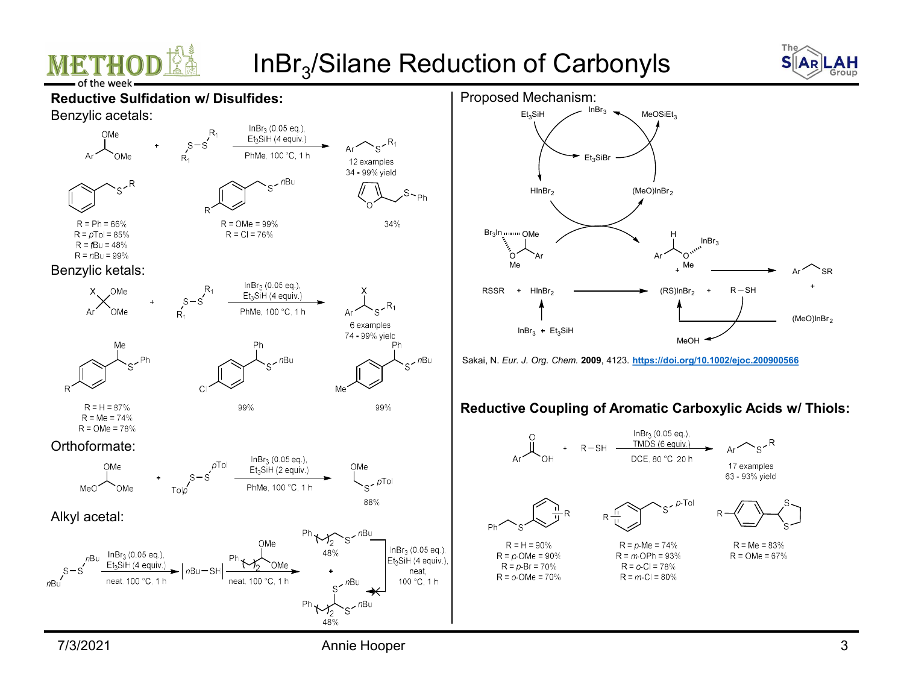# $InBr_3$/Silane Reduction of Carbonyls

## Reductive Sulfidation w/ Disulfides:

### Benzylic acetals:

Ar–CH(OMe)OMe + $R_1$S–S$R_1$ → $InBr_3$ (0.05 eq.), $Et_3SiH$ (4 equiv.), PhMe, 100 °C, 1 h → Ar–CH$_2$–S–$R_1$

12 examples
34 - 99% yield

- PhCH$_2$SR: R = Ph = 66%, R = *p*Tol = 85%, R = *t*Bu = 48%, R = *n*Bu = 99%
- R-C$_6$H$_4$CH$_2$S*n*Bu: R = OMe = 99%, R = Cl = 76%
- Furfuryl-SPh: 34%

### Benzylic ketals:

Ar–C(X)(OMe)OMe + $R_1$S–S$R_1$ → $InBr_3$ (0.05 eq.), $Et_3SiH$ (4 equiv.), PhMe, 100 °C, 1 h → Ar–CH(X)–S–$R_1$

6 examples
74 - 99% yield

- R-C$_6$H$_4$CH(Me)SPh: R = H = 87%, R = Me = 74%, R = OMe = 78%
- Cl-C$_6$H$_4$CH(Ph)S*n*Bu: 99%
- Me-C$_6$H$_4$CH(Ph)S*n*Bu: 99%

### Orthoformate:

MeO–CH(OMe)OMe + *p*TolS–S*p*Tol → $InBr_3$ (0.05 eq.), $Et_3SiH$ (2 equiv.), PhMe, 100 °C, 1 h → MeOCH$_2$S*p*Tol

88%

### Alkyl acetal:

*n*BuS–S*n*Bu → $InBr_3$ (0.05 eq.), $Et_3SiH$ (4 equiv.), neat, 100 °C, 1 h → [*n*Bu–SH] → Ph(CH$_2$)$_2$CH(OMe)OMe, neat, 100 °C, 1 h → Ph(CH$_2$)$_2$CH$_2$S*n*Bu (48%) + Ph(CH$_2$)$_2$CH(S*n*Bu)$_2$ (48%)

Ph(CH$_2$)$_2$CH(S*n*Bu)$_2$ ✗→ Ph(CH$_2$)$_2$CH$_2$S*n*Bu ($InBr_3$ (0.05 eq.), $Et_3SiH$ (4 equiv.), neat, 100 °C, 1 h)

## Proposed Mechanism:

$Et_3SiH$ + $InBr_3$ → $HInBr_2$ + $Et_3SiBr$; $Et_3SiBr$ + $(MeO)InBr_2$ → $InBr_3$ + $MeOSiEt_3$

$Br_3In$···acetal complex → Ar–CH(H)–O(Me)···$InBr_3$ → Ar–CH$_2$–SR + $(MeO)InBr_2$

RSSR + $HInBr_2$ (from $InBr_3$ + $Et_3SiH$) → $(RS)InBr_2$ + R–SH; R–SH → MeOH; $(MeO)InBr_2$ → $(RS)InBr_2$

Sakai, N. *Eur. J. Org. Chem.* **2009**, 4123. https://doi.org/10.1002/ejoc.200900566

## Reductive Coupling of Aromatic Carboxylic Acids w/ Thiols:

ArCOOH + R–SH → $InBr_3$ (0.05 eq.), TMDS (6 equiv.), DCE, 80 °C, 20 h → Ar–CH$_2$–S–R

17 examples
63 - 93% yield

- PhCH$_2$S-C$_6$H$_4$R: R = H = 90%, R = *p*-OMe = 90%, R = *p*-Br = 70%, R = *o*-OMe = 70%
- R-C$_6$H$_4$CH$_2$S*p*-Tol: R = *p*-Me = 74%, R = *m*-OPh = 93%, R = *o*-Cl = 78%, R = *m*-Cl = 80%
- R-C$_6$H$_4$-1,3-dithiolane: R = Me = 83%, R = OMe = 67%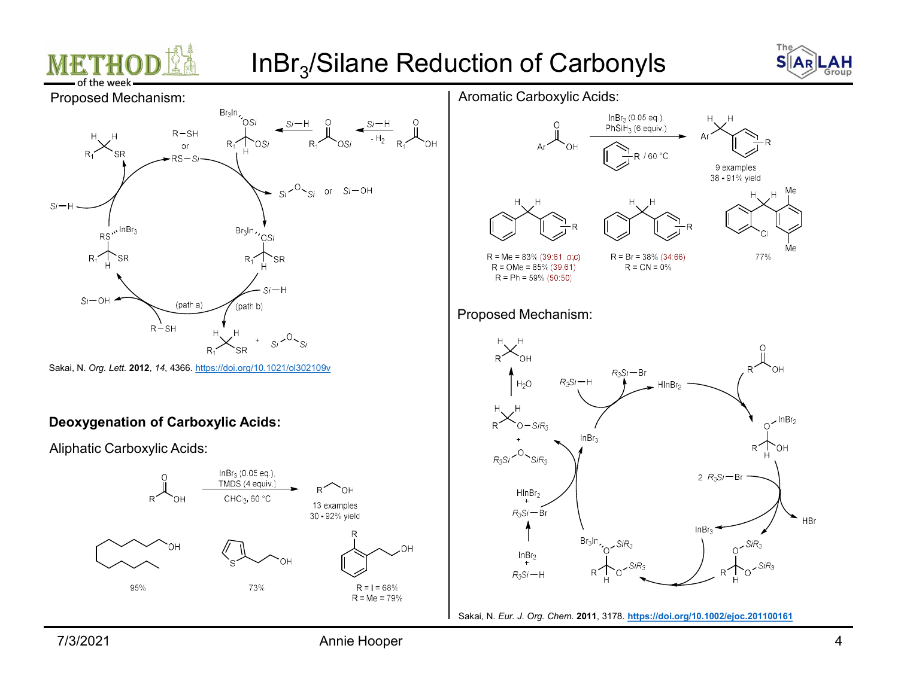# InBr$_3$/Silane Reduction of Carbonyls

## Proposed Mechanism:

Sakai, N. *Org. Lett.* **2012**, *14*, 4366. https://doi.org/10.1021/ol302109v

## Deoxygenation of Carboxylic Acids:

### Aliphatic Carboxylic Acids:

InBr$_3$ (0.05 eq.), TMDS (4 equiv.), CHCl$_3$, 60 °C

13 examples, 30 - 92% yield

95% | 73% | R = I = 68%, R = Me = 79%

### Aromatic Carboxylic Acids:

InBr$_3$ (0.05 eq.), PhSiH$_3$ (6 equiv.), arene / 60 °C

9 examples, 38 - 91% yield

R = Me = 83% (39:61 *o:p*)
R = OMe = 85% (39:61)
R = Ph = 59% (50:50)

R = Br = 38% (34:66)
R = CN = 0%

77%

### Proposed Mechanism:

Sakai, N. *Eur. J. Org. Chem.* **2011**, 3178. https://doi.org/10.1002/ejoc.201100161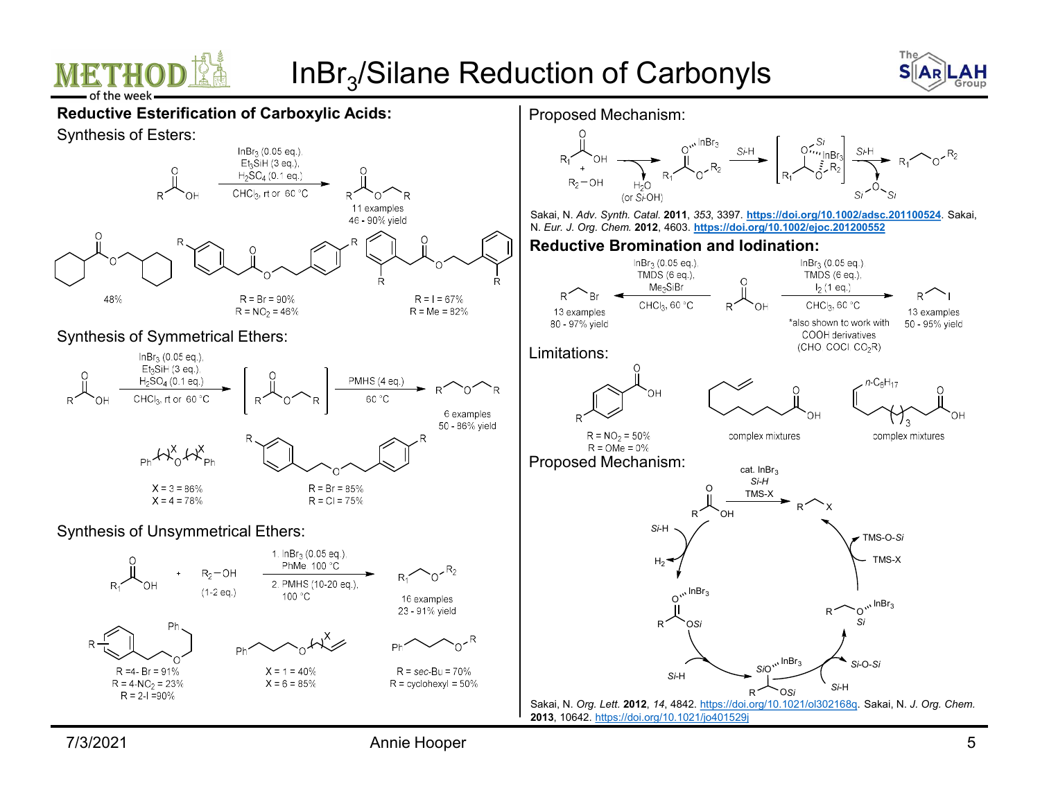# $InBr_3$/Silane Reduction of Carbonyls

## Reductive Esterification of Carboxylic Acids:

### Synthesis of Esters:

R–COOH → R–C(O)–O–CH$_2$–R

$InBr_3$ (0.05 eq.), $Et_3SiH$ (3 eq.), $H_2SO_4$ (0.1 eq.), $CHCl_3$, rt or 60 °C

11 examples, 46 - 90% yield

48%

R = Br = 90%
R = $NO_2$ = 46%

R = I = 67%
R = Me = 82%

### Synthesis of Symmetrical Ethers:

R–COOH → [R–C(O)–O–CH$_2$–R] → R–CH$_2$–O–CH$_2$–R

$InBr_3$ (0.05 eq.), $Et_3SiH$ (3 eq.), $H_2SO_4$ (0.1 eq.), $CHCl_3$, rt or 60 °C; then PMHS (4 eq.), 60 °C

6 examples, 50 - 86% yield

X = 3 = 86%
X = 4 = 78%

R = Br = 85%
R = Cl = 75%

### Synthesis of Unsymmetrical Ethers:

$R_1$–COOH + $R_2$–OH (1-2 eq.) → $R_1$–CH$_2$–O–$R_2$

1. $InBr_3$ (0.05 eq.), PhMe, 100 °C
2. PMHS (10-20 eq.), 100 °C

16 examples, 23 - 91% yield

R = 4- Br = 91%
R = 4-$NO_2$ = 23%
R = 2-I = 90%

X = 1 = 40%
X = 6 = 85%

R = *sec*-Bu = 70%
R = cyclohexyl = 50%

## Proposed Mechanism:

$R_1$–COOH + $R_2$–OH → ($-H_2O$ (or *Si*-OH)) $R_1$–C(O···$InBr_3$)–O–$R_2$ → (*Si*-H) [intermediate] → (*Si*-H) $R_1$–CH$_2$–O–$R_2$ + *Si*–O–*Si*

Sakai, N. *Adv. Synth. Catal.* **2011**, *353*, 3397. https://doi.org/10.1002/adsc.201100524. Sakai, N. *Eur. J. Org. Chem.* **2012**, 4603. https://doi.org/10.1002/ejoc.201200552

## Reductive Bromination and Iodination:

R–COOH → R–CH$_2$–Br: $InBr_3$ (0.05 eq.), TMDS (6 eq.), $Me_3SiBr$, $CHCl_3$, 60 °C; 13 examples, 80 - 97% yield

R–COOH → R–CH$_2$–I: $InBr_3$ (0.05 eq.), TMDS (6 eq.), $I_2$ (1 eq.), $CHCl_3$, 60 °C; 13 examples, 50 - 95% yield

*also shown to work with COOH derivatives (CHO, COCl, $CO_2$R)

### Limitations:

R = $NO_2$ = 50%
R = OMe = 0%

complex mixtures

complex mixtures

## Proposed Mechanism:

R–COOH → R–CH$_2$–X (cat. $InBr_3$, *Si-H*, TMS-X)

*Si*-H, $H_2$; *Si*-H; *Si*-H, *Si*-O-*Si*; TMS-X, TMS-O-*Si*

Sakai, N. *Org. Lett.* **2012**, *14*, 4842. https://doi.org/10.1021/ol302168q. Sakai, N. *J. Org. Chem.* **2013**, 10642. https://doi.org/10.1021/jo401529j